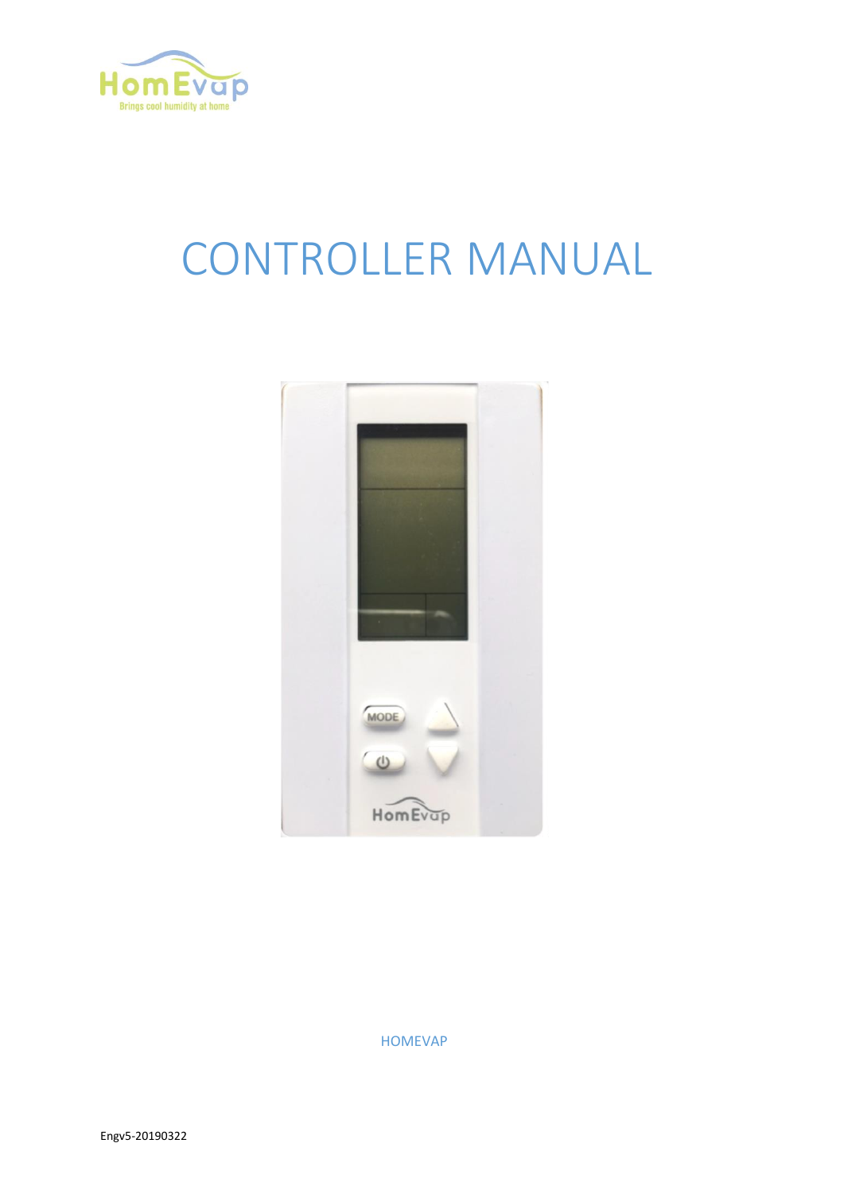# CONTROLLER MANUAL

HOMEVAP

Engv5-20190322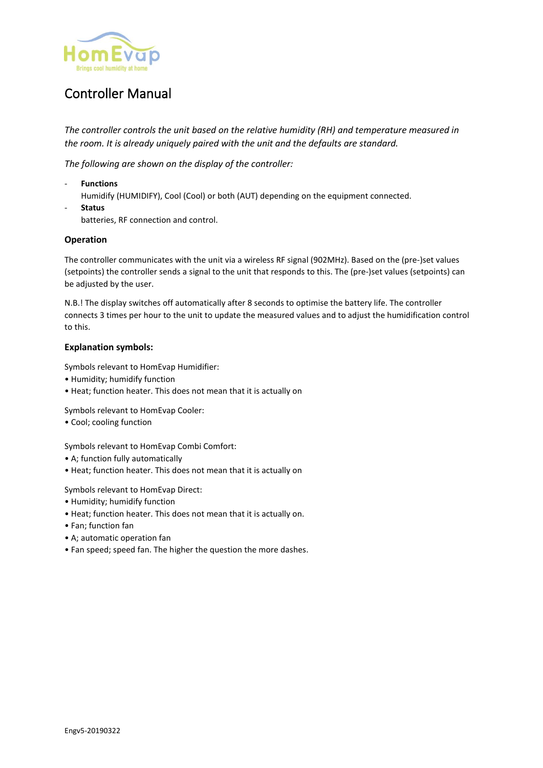HomEvap
Brings cool humidity at home

# Controller Manual

*The controller controls the unit based on the relative humidity (RH) and temperature measured in the room. It is already uniquely paired with the unit and the defaults are standard.*

*The following are shown on the display of the controller:*

- **Functions**
  Humidify (HUMIDIFY), Cool (Cool) or both (AUT) depending on the equipment connected.
- **Status**
  batteries, RF connection and control.

### Operation

The controller communicates with the unit via a wireless RF signal (902MHz). Based on the (pre-)set values (setpoints) the controller sends a signal to the unit that responds to this. The (pre-)set values (setpoints) can be adjusted by the user.

N.B.! The display switches off automatically after 8 seconds to optimise the battery life. The controller connects 3 times per hour to the unit to update the measured values and to adjust the humidification control to this.

### Explanation symbols:

Symbols relevant to HomEvap Humidifier:
• Humidity; humidify function
• Heat; function heater. This does not mean that it is actually on

Symbols relevant to HomEvap Cooler:
• Cool; cooling function

Symbols relevant to HomEvap Combi Comfort:
• A; function fully automatically
• Heat; function heater. This does not mean that it is actually on

Symbols relevant to HomEvap Direct:
• Humidity; humidify function
• Heat; function heater. This does not mean that it is actually on.
• Fan; function fan
• A; automatic operation fan
• Fan speed; speed fan. The higher the question the more dashes.

Engv5-20190322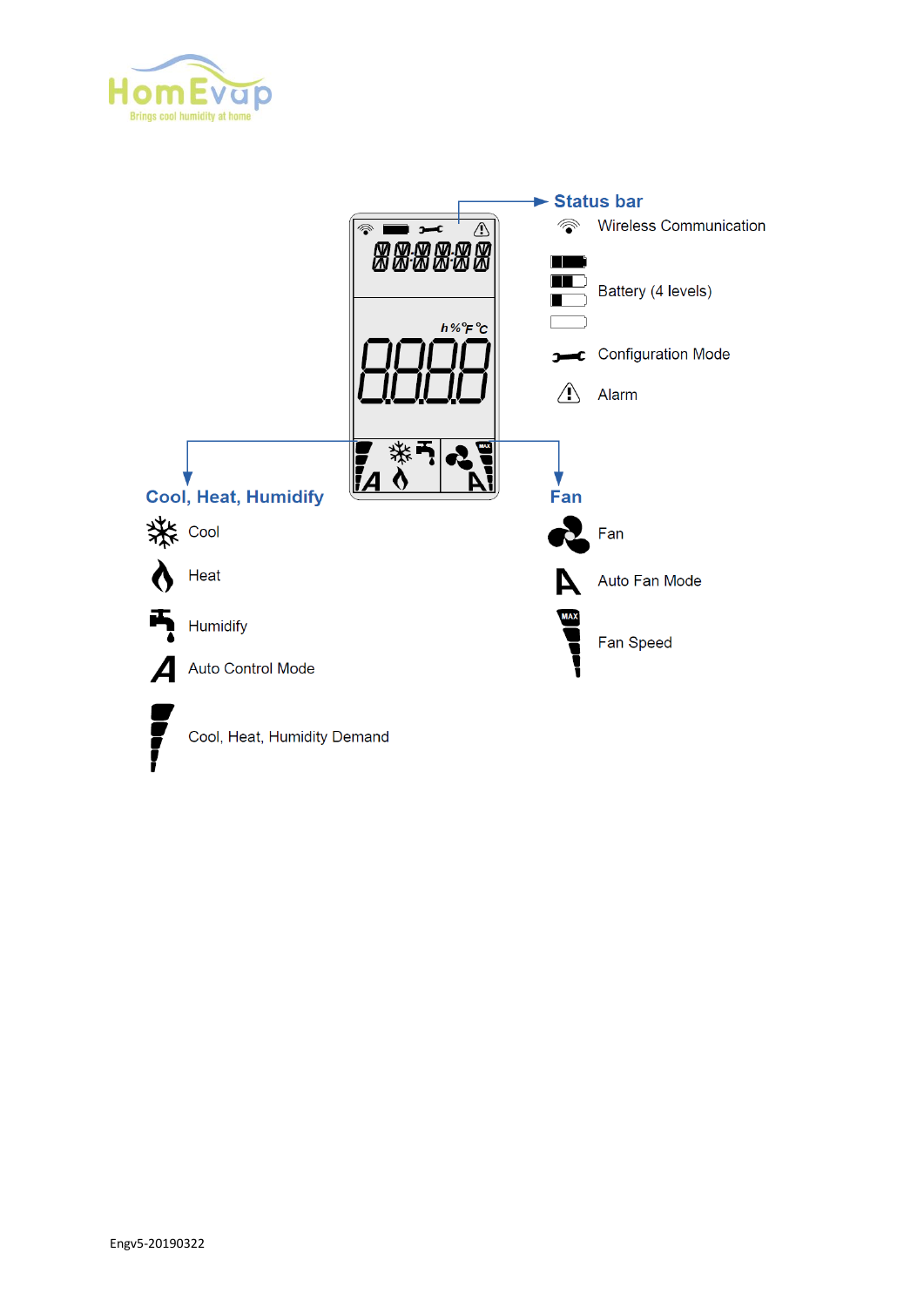HomEvap

Brings cool humidity at home

**Status bar**

- Wireless Communication
- Battery (4 levels)
- Configuration Mode
- Alarm

**Cool, Heat, Humidify**

- Cool
- Heat
- Humidify
- Auto Control Mode
- Cool, Heat, Humidity Demand

**Fan**

- Fan
- Auto Fan Mode
- Fan Speed

Engv5-20190322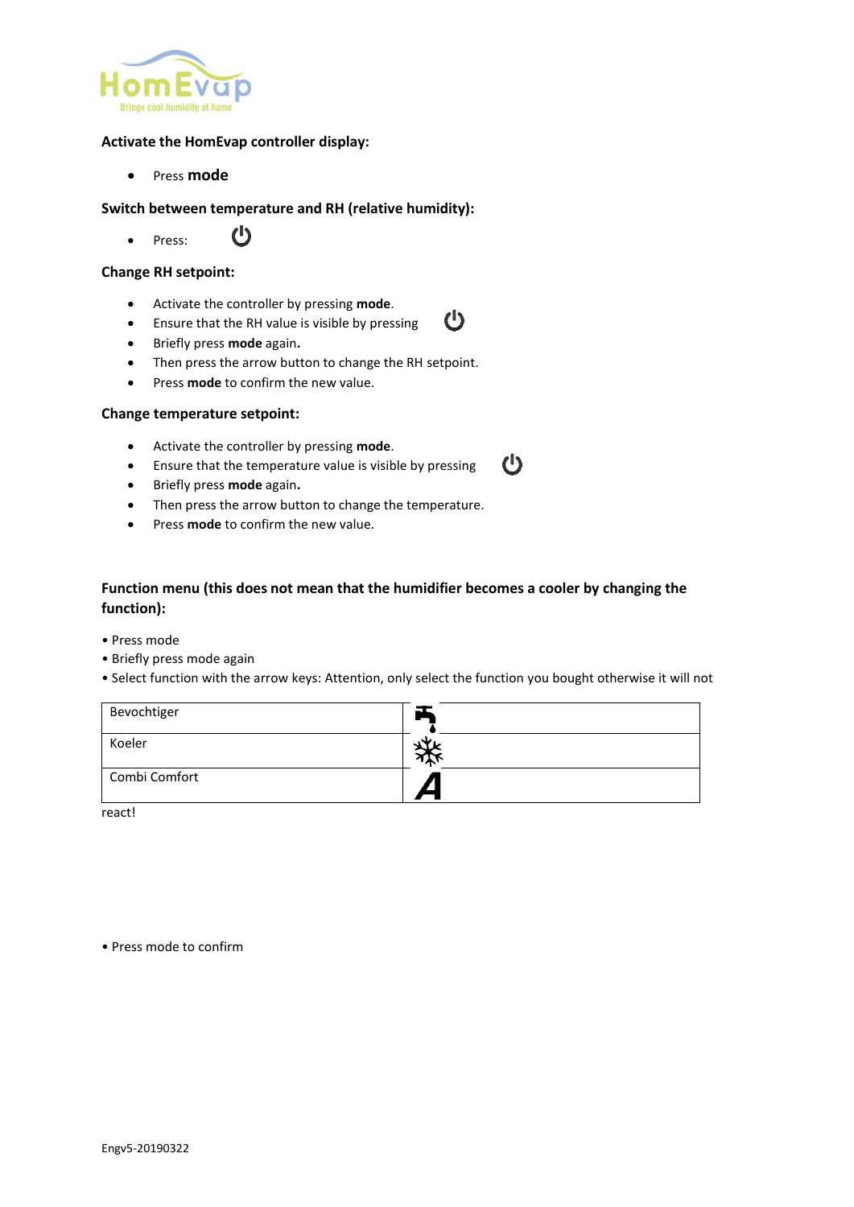HomEvap
Brings cool humidity at home

**Activate the HomEvap controller display:**

- Press **mode**

**Switch between temperature and RH (relative humidity):**

- Press: ⏻

**Change RH setpoint:**

- Activate the controller by pressing **mode**.
- Ensure that the RH value is visible by pressing ⏻
- Briefly press **mode** again**.**
- Then press the arrow button to change the RH setpoint.
- Press **mode** to confirm the new value.

**Change temperature setpoint:**

- Activate the controller by pressing **mode**.
- Ensure that the temperature value is visible by pressing ⏻
- Briefly press **mode** again**.**
- Then press the arrow button to change the temperature.
- Press **mode** to confirm the new value.

**Function menu (this does not mean that the humidifier becomes a cooler by changing the function):**

• Press mode
• Briefly press mode again
• Select function with the arrow keys: Attention, only select the function you bought otherwise it will not react!

| Bevochtiger | (tap icon) |
|---|---|
| Koeler | (snowflake icon) |
| Combi Comfort | A |

• Press mode to confirm

Engv5-20190322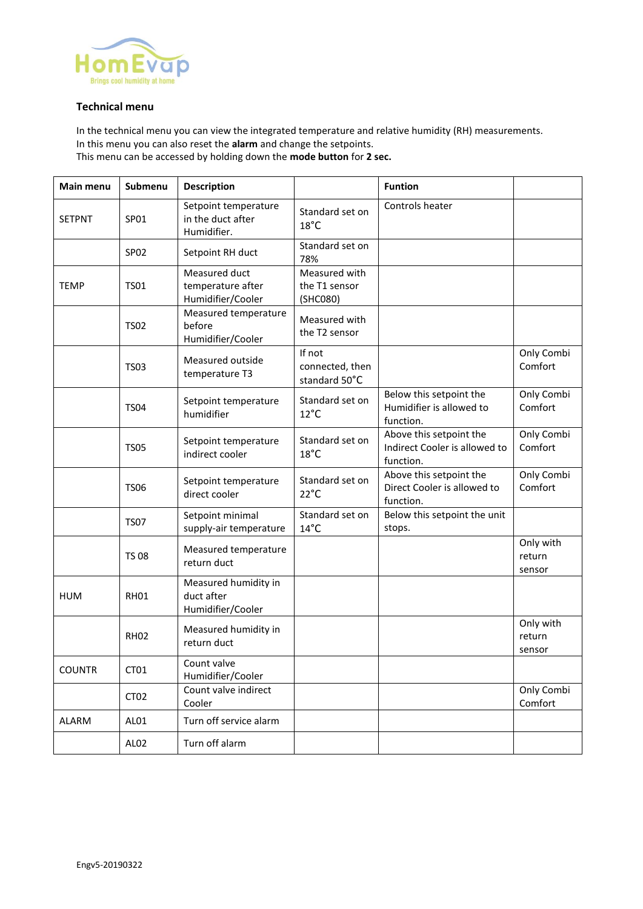### Technical menu

In the technical menu you can view the integrated temperature and relative humidity (RH) measurements.
In this menu you can also reset the **alarm** and change the setpoints.
This menu can be accessed by holding down the **mode button** for **2 sec.**

| Main menu | Submenu | Description | | Funtion | |
|---|---|---|---|---|---|
| SETPNT | SP01 | Setpoint temperature in the duct after Humidifier. | Standard set on 18°C | Controls heater | |
| | SP02 | Setpoint RH duct | Standard set on 78% | | |
| TEMP | TS01 | Measured duct temperature after Humidifier/Cooler | Measured with the T1 sensor (SHC080) | | |
| | TS02 | Measured temperature before Humidifier/Cooler | Measured with the T2 sensor | | |
| | TS03 | Measured outside temperature T3 | If not connected, then standard 50°C | | Only Combi Comfort |
| | TS04 | Setpoint temperature humidifier | Standard set on 12°C | Below this setpoint the Humidifier is allowed to function. | Only Combi Comfort |
| | TS05 | Setpoint temperature indirect cooler | Standard set on 18°C | Above this setpoint the Indirect Cooler is allowed to function. | Only Combi Comfort |
| | TS06 | Setpoint temperature direct cooler | Standard set on 22°C | Above this setpoint the Direct Cooler is allowed to function. | Only Combi Comfort |
| | TS07 | Setpoint minimal supply-air temperature | Standard set on 14°C | Below this setpoint the unit stops. | |
| | TS 08 | Measured temperature return duct | | | Only with return sensor |
| HUM | RH01 | Measured humidity in duct after Humidifier/Cooler | | | |
| | RH02 | Measured humidity in return duct | | | Only with return sensor |
| COUNTR | CT01 | Count valve Humidifier/Cooler | | | |
| | CT02 | Count valve indirect Cooler | | | Only Combi Comfort |
| ALARM | AL01 | Turn off service alarm | | | |
| | AL02 | Turn off alarm | | | |

Engv5-20190322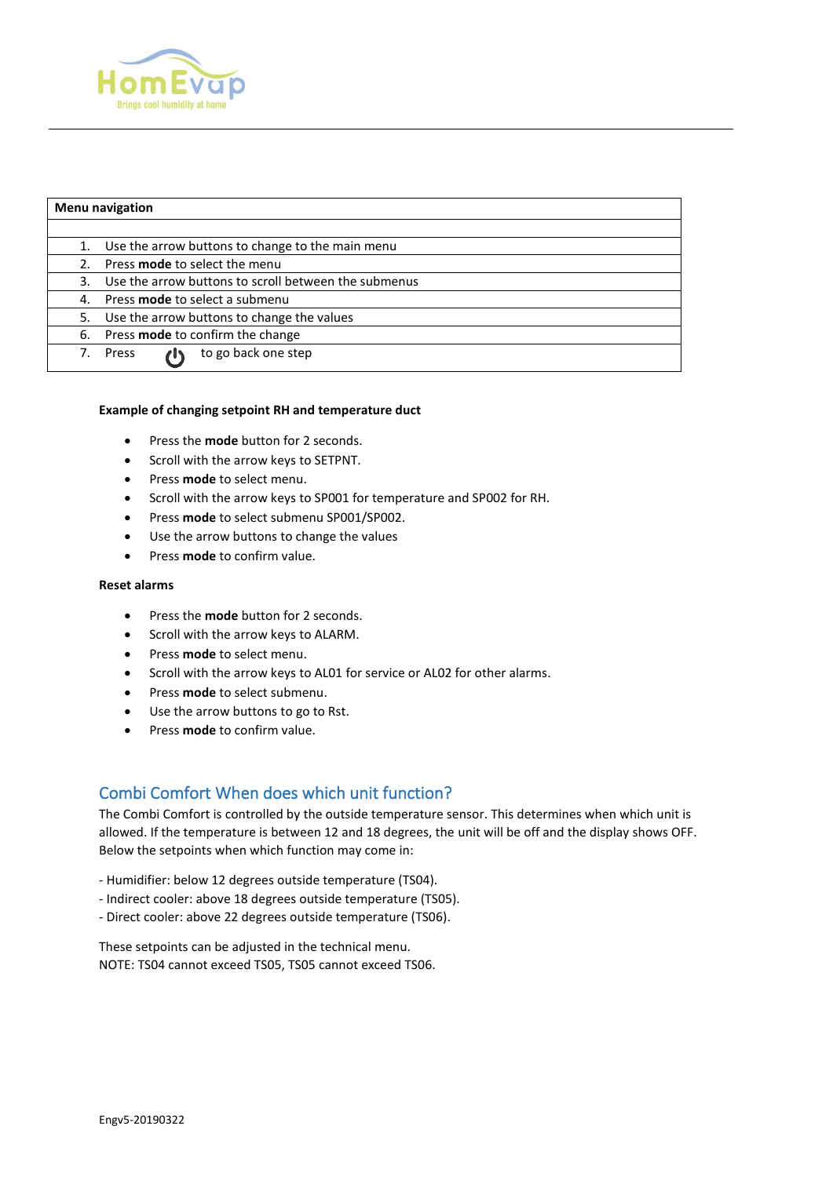| Menu navigation | |
|---|---|
| | |
| 1. | Use the arrow buttons to change to the main menu |
| 2. | Press **mode** to select the menu |
| 3. | Use the arrow buttons to scroll between the submenus |
| 4. | Press **mode** to select a submenu |
| 5. | Use the arrow buttons to change the values |
| 6. | Press **mode** to confirm the change |
| 7. | Press ⏻ to go back one step |

**Example of changing setpoint RH and temperature duct**

- Press the **mode** button for 2 seconds.
- Scroll with the arrow keys to SETPNT.
- Press **mode** to select menu.
- Scroll with the arrow keys to SP001 for temperature and SP002 for RH.
- Press **mode** to select submenu SP001/SP002.
- Use the arrow buttons to change the values
- Press **mode** to confirm value.

**Reset alarms**

- Press the **mode** button for 2 seconds.
- Scroll with the arrow keys to ALARM.
- Press **mode** to select menu.
- Scroll with the arrow keys to AL01 for service or AL02 for other alarms.
- Press **mode** to select submenu.
- Use the arrow buttons to go to Rst.
- Press **mode** to confirm value.

## Combi Comfort When does which unit function?

The Combi Comfort is controlled by the outside temperature sensor. This determines when which unit is allowed. If the temperature is between 12 and 18 degrees, the unit will be off and the display shows OFF. Below the setpoints when which function may come in:

- Humidifier: below 12 degrees outside temperature (TS04).
- Indirect cooler: above 18 degrees outside temperature (TS05).
- Direct cooler: above 22 degrees outside temperature (TS06).

These setpoints can be adjusted in the technical menu.
NOTE: TS04 cannot exceed TS05, TS05 cannot exceed TS06.

Engv5-20190322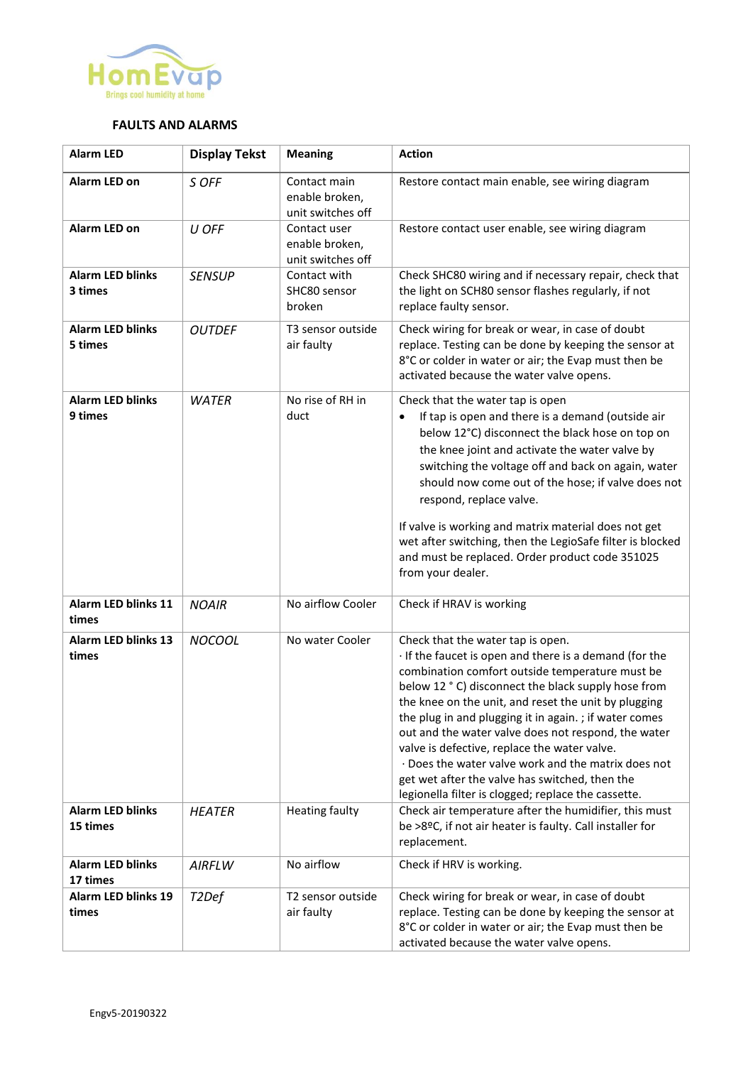HomEvap
Brings cool humidity at home

**FAULTS AND ALARMS**

| **Alarm LED** | **Display Tekst** | **Meaning** | **Action** |
|---|---|---|---|
| **Alarm LED on** | *S OFF* | Contact main enable broken, unit switches off | Restore contact main enable, see wiring diagram |
| **Alarm LED on** | *U OFF* | Contact user enable broken, unit switches off | Restore contact user enable, see wiring diagram |
| **Alarm LED blinks 3 times** | *SENSUP* | Contact with SHC80 sensor broken | Check SHC80 wiring and if necessary repair, check that the light on SCH80 sensor flashes regularly, if not replace faulty sensor. |
| **Alarm LED blinks 5 times** | *OUTDEF* | T3 sensor outside air faulty | Check wiring for break or wear, in case of doubt replace. Testing can be done by keeping the sensor at 8°C or colder in water or air; the Evap must then be activated because the water valve opens. |
| **Alarm LED blinks 9 times** | *WATER* | No rise of RH in duct | Check that the water tap is open<br>• If tap is open and there is a demand (outside air below 12°C) disconnect the black hose on top on the knee joint and activate the water valve by switching the voltage off and back on again, water should now come out of the hose; if valve does not respond, replace valve.<br><br>If valve is working and matrix material does not get wet after switching, then the LegioSafe filter is blocked and must be replaced. Order product code 351025 from your dealer. |
| **Alarm LED blinks 11 times** | *NOAIR* | No airflow Cooler | Check if HRAV is working |
| **Alarm LED blinks 13 times** | *NOCOOL* | No water Cooler | Check that the water tap is open.<br>· If the faucet is open and there is a demand (for the combination comfort outside temperature must be below 12 ° C) disconnect the black supply hose from the knee on the unit, and reset the unit by plugging the plug in and plugging it in again. ; if water comes out and the water valve does not respond, the water valve is defective, replace the water valve.<br>· Does the water valve work and the matrix does not get wet after the valve has switched, then the legionella filter is clogged; replace the cassette. |
| **Alarm LED blinks 15 times** | *HEATER* | Heating faulty | Check air temperature after the humidifier, this must be >8ºC, if not air heater is faulty. Call installer for replacement. |
| **Alarm LED blinks 17 times** | *AIRFLW* | No airflow | Check if HRV is working. |
| **Alarm LED blinks 19 times** | *T2Def* | T2 sensor outside air faulty | Check wiring for break or wear, in case of doubt replace. Testing can be done by keeping the sensor at 8°C or colder in water or air; the Evap must then be activated because the water valve opens. |

Engv5-20190322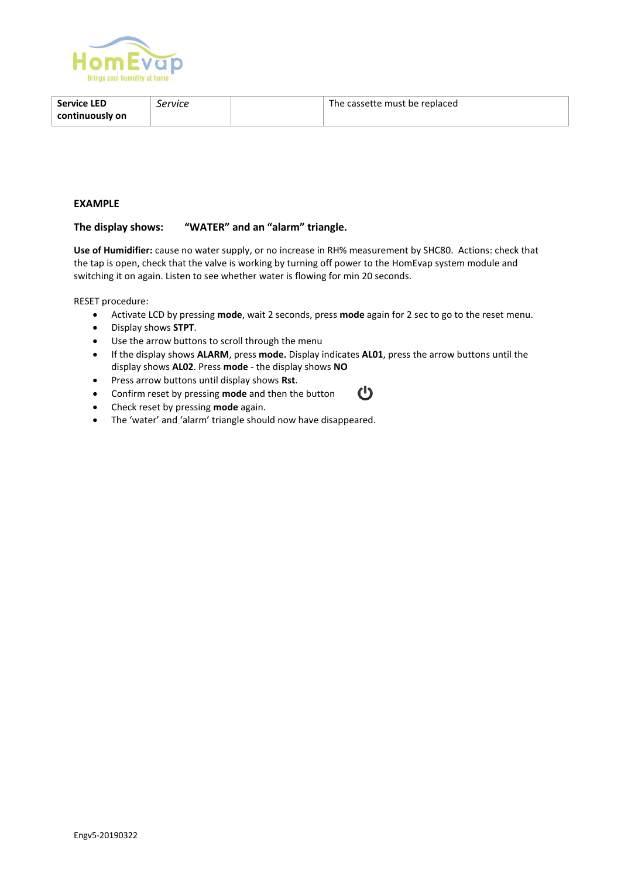| Service LED continuously on | *Service* | | The cassette must be replaced |
|---|---|---|---|

**EXAMPLE**

**The display shows: "WATER" and an "alarm" triangle.**

**Use of Humidifier:** cause no water supply, or no increase in RH% measurement by SHC80. Actions: check that the tap is open, check that the valve is working by turning off power to the HomEvap system module and switching it on again. Listen to see whether water is flowing for min 20 seconds.

RESET procedure:

- Activate LCD by pressing **mode**, wait 2 seconds, press **mode** again for 2 sec to go to the reset menu.
- Display shows **STPT**.
- Use the arrow buttons to scroll through the menu
- If the display shows **ALARM**, press **mode.** Display indicates **AL01**, press the arrow buttons until the display shows **AL02**. Press **mode** - the display shows **NO**
- Press arrow buttons until display shows **Rst**.
- Confirm reset by pressing **mode** and then the button ⏻
- Check reset by pressing **mode** again.
- The 'water' and 'alarm' triangle should now have disappeared.

Engv5-20190322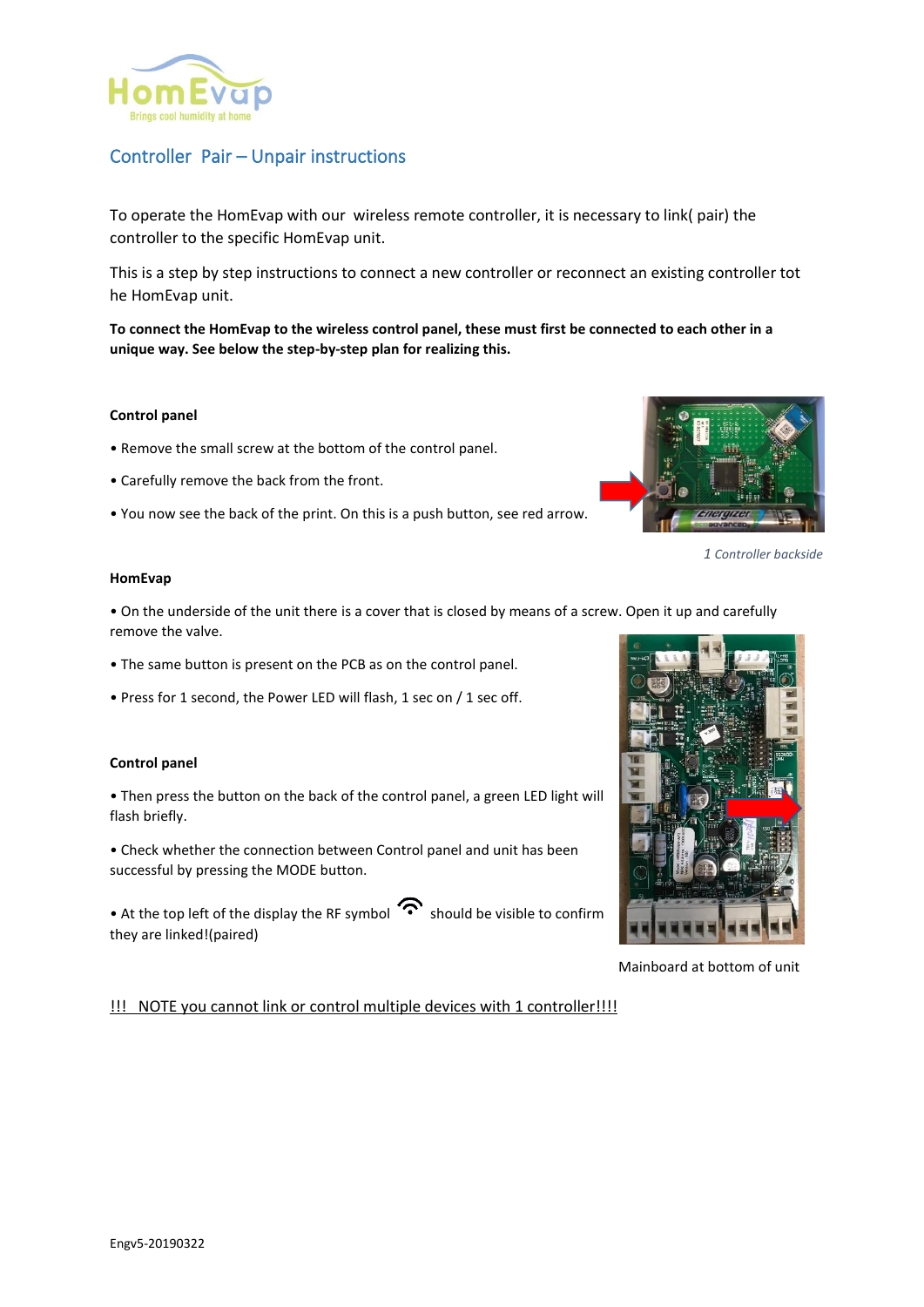HomEvap
Brings cool humidity at home

## Controller Pair – Unpair instructions

To operate the HomEvap with our wireless remote controller, it is necessary to link( pair) the controller to the specific HomEvap unit.

This is a step by step instructions to connect a new controller or reconnect an existing controller tot he HomEvap unit.

**To connect the HomEvap to the wireless control panel, these must first be connected to each other in a unique way. See below the step-by-step plan for realizing this.**

**Control panel**

• Remove the small screw at the bottom of the control panel.

• Carefully remove the back from the front.

• You now see the back of the print. On this is a push button, see red arrow.

*1 Controller backside*

**HomEvap**

• On the underside of the unit there is a cover that is closed by means of a screw. Open it up and carefully remove the valve.

• The same button is present on the PCB as on the control panel.

• Press for 1 second, the Power LED will flash, 1 sec on / 1 sec off.

**Control panel**

• Then press the button on the back of the control panel, a green LED light will flash briefly.

• Check whether the connection between Control panel and unit has been successful by pressing the MODE button.

• At the top left of the display the RF symbol should be visible to confirm they are linked!(paired)

Mainboard at bottom of unit

<u>!!! NOTE you cannot link or control multiple devices with 1 controller!!!!</u>

Engv5-20190322